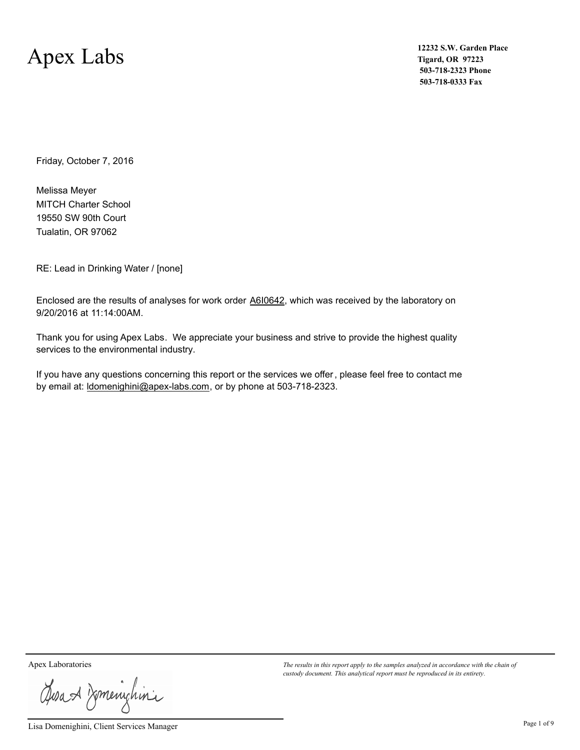# Apex Labs

**12232 S.W. Garden Place**
**Tigard, OR 97223**
**503-718-2323 Phone**
**503-718-0333 Fax**

Friday, October 7, 2016

Melissa Meyer
MITCH Charter School
19550 SW 90th Court
Tualatin, OR 97062

RE: Lead in Drinking Water / [none]

Enclosed are the results of analyses for work order A6I0642, which was received by the laboratory on 9/20/2016 at 11:14:00AM.

Thank you for using Apex Labs. We appreciate your business and strive to provide the highest quality services to the environmental industry.

If you have any questions concerning this report or the services we offer, please feel free to contact me by email at: ldomenighini@apex-labs.com, or by phone at 503-718-2323.

Apex Laboratories

Lisa Domenighini, Client Services Manager

*The results in this report apply to the samples analyzed in accordance with the chain of custody document. This analytical report must be reproduced in its entirety.*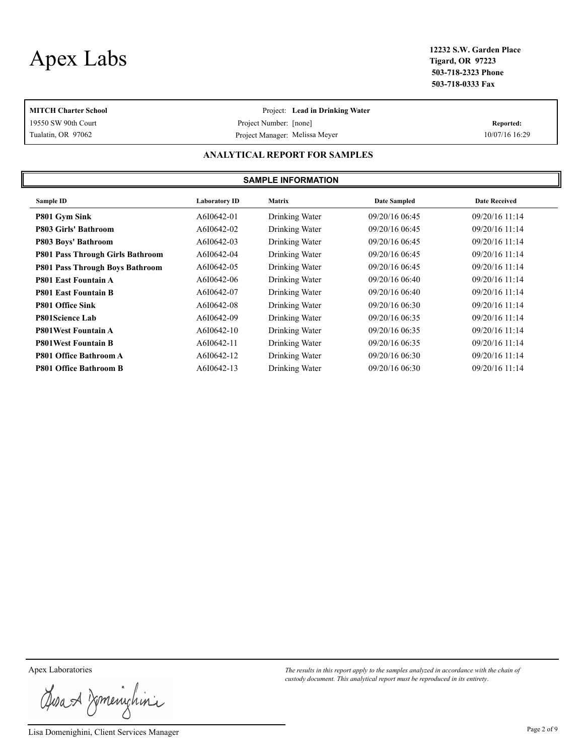# Apex Labs

**12232 S.W. Garden Place**
**Tigard, OR 97223**
**503-718-2323 Phone**
**503-718-0333 Fax**

| | | |
|---|---|---|
| **MITCH Charter School** | Project: **Lead in Drinking Water** | |
| 19550 SW 90th Court | Project Number: [none] | **Reported:** |
| Tualatin, OR 97062 | Project Manager: Melissa Meyer | 10/07/16 16:29 |

## ANALYTICAL REPORT FOR SAMPLES

### SAMPLE INFORMATION

| Sample ID | Laboratory ID | Matrix | Date Sampled | Date Received |
|---|---|---|---|---|
| **P801 Gym Sink** | A6I0642-01 | Drinking Water | 09/20/16 06:45 | 09/20/16 11:14 |
| **P803 Girls' Bathroom** | A6I0642-02 | Drinking Water | 09/20/16 06:45 | 09/20/16 11:14 |
| **P803 Boys' Bathroom** | A6I0642-03 | Drinking Water | 09/20/16 06:45 | 09/20/16 11:14 |
| **P801 Pass Through Girls Bathroom** | A6I0642-04 | Drinking Water | 09/20/16 06:45 | 09/20/16 11:14 |
| **P801 Pass Through Boys Bathroom** | A6I0642-05 | Drinking Water | 09/20/16 06:45 | 09/20/16 11:14 |
| **P801 East Fountain A** | A6I0642-06 | Drinking Water | 09/20/16 06:40 | 09/20/16 11:14 |
| **P801 East Fountain B** | A6I0642-07 | Drinking Water | 09/20/16 06:40 | 09/20/16 11:14 |
| **P801 Office Sink** | A6I0642-08 | Drinking Water | 09/20/16 06:30 | 09/20/16 11:14 |
| **P801Science Lab** | A6I0642-09 | Drinking Water | 09/20/16 06:35 | 09/20/16 11:14 |
| **P801West Fountain A** | A6I0642-10 | Drinking Water | 09/20/16 06:35 | 09/20/16 11:14 |
| **P801West Fountain B** | A6I0642-11 | Drinking Water | 09/20/16 06:35 | 09/20/16 11:14 |
| **P801 Office Bathroom A** | A6I0642-12 | Drinking Water | 09/20/16 06:30 | 09/20/16 11:14 |
| **P801 Office Bathroom B** | A6I0642-13 | Drinking Water | 09/20/16 06:30 | 09/20/16 11:14 |

Apex Laboratories

*The results in this report apply to the samples analyzed in accordance with the chain of custody document. This analytical report must be reproduced in its entirety.*

Lisa Domenighini, Client Services Manager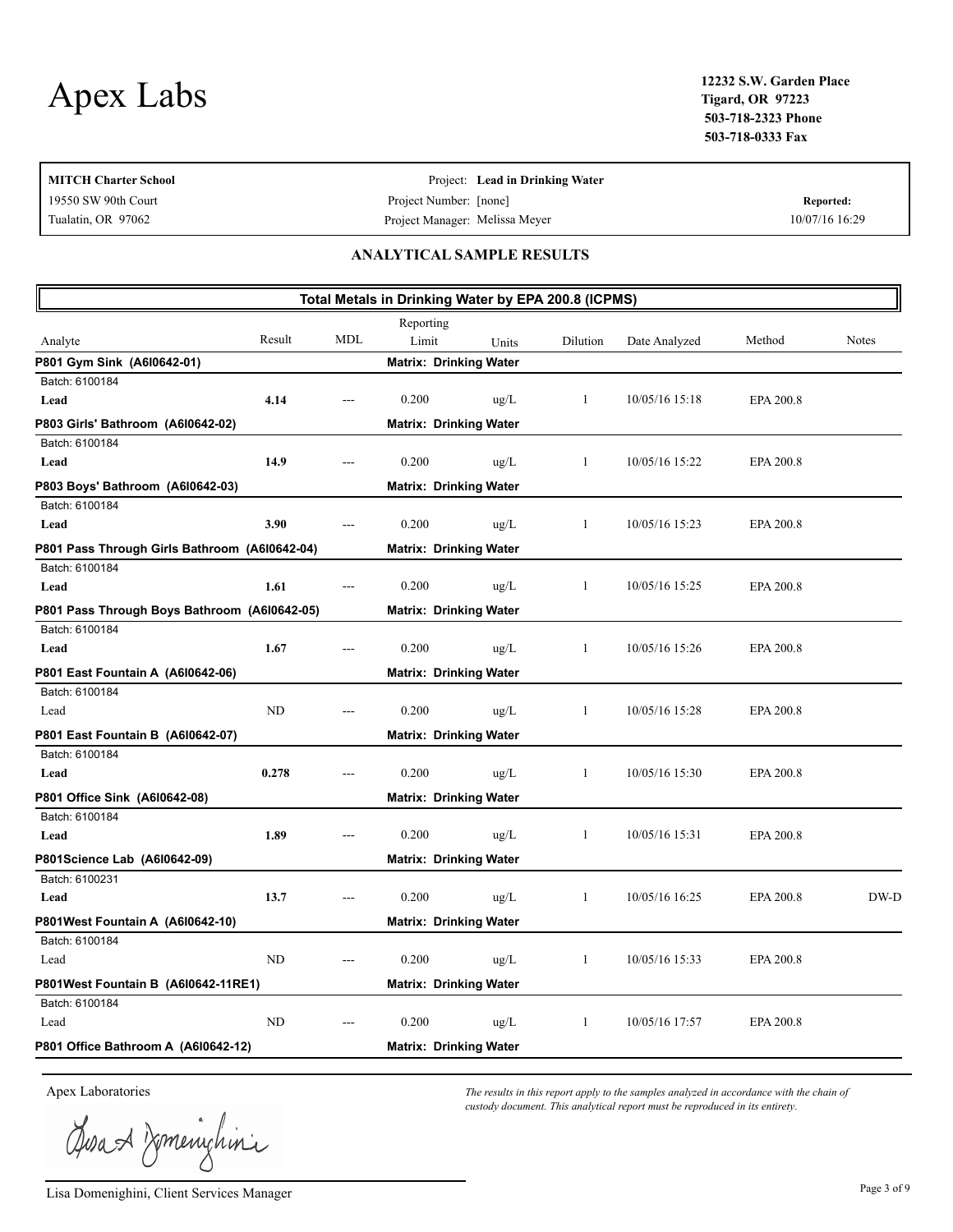# Apex Labs

**12232 S.W. Garden Place**
**Tigard, OR 97223**
**503-718-2323 Phone**
**503-718-0333 Fax**

| | | |
|---|---|---|
| **MITCH Charter School** | Project: **Lead in Drinking Water** | |
| 19550 SW 90th Court | Project Number: [none] | **Reported:** |
| Tualatin, OR 97062 | Project Manager: Melissa Meyer | 10/07/16 16:29 |

## ANALYTICAL SAMPLE RESULTS

**Total Metals in Drinking Water by EPA 200.8 (ICPMS)**

| Analyte | Result | MDL | Reporting Limit | Units | Dilution | Date Analyzed | Method | Notes |
|---|---|---|---|---|---|---|---|---|
| **P801 Gym Sink (A6I0642-01)** | | | **Matrix: Drinking Water** | | | | | |
| Batch: 6100184 | | | | | | | | |
| **Lead** | **4.14** | --- | 0.200 | ug/L | 1 | 10/05/16 15:18 | EPA 200.8 | |
| **P803 Girls' Bathroom (A6I0642-02)** | | | **Matrix: Drinking Water** | | | | | |
| Batch: 6100184 | | | | | | | | |
| **Lead** | **14.9** | --- | 0.200 | ug/L | 1 | 10/05/16 15:22 | EPA 200.8 | |
| **P803 Boys' Bathroom (A6I0642-03)** | | | **Matrix: Drinking Water** | | | | | |
| Batch: 6100184 | | | | | | | | |
| **Lead** | **3.90** | --- | 0.200 | ug/L | 1 | 10/05/16 15:23 | EPA 200.8 | |
| **P801 Pass Through Girls Bathroom (A6I0642-04)** | | | **Matrix: Drinking Water** | | | | | |
| Batch: 6100184 | | | | | | | | |
| **Lead** | **1.61** | --- | 0.200 | ug/L | 1 | 10/05/16 15:25 | EPA 200.8 | |
| **P801 Pass Through Boys Bathroom (A6I0642-05)** | | | **Matrix: Drinking Water** | | | | | |
| Batch: 6100184 | | | | | | | | |
| **Lead** | **1.67** | --- | 0.200 | ug/L | 1 | 10/05/16 15:26 | EPA 200.8 | |
| **P801 East Fountain A (A6I0642-06)** | | | **Matrix: Drinking Water** | | | | | |
| Batch: 6100184 | | | | | | | | |
| Lead | ND | --- | 0.200 | ug/L | 1 | 10/05/16 15:28 | EPA 200.8 | |
| **P801 East Fountain B (A6I0642-07)** | | | **Matrix: Drinking Water** | | | | | |
| Batch: 6100184 | | | | | | | | |
| **Lead** | **0.278** | --- | 0.200 | ug/L | 1 | 10/05/16 15:30 | EPA 200.8 | |
| **P801 Office Sink (A6I0642-08)** | | | **Matrix: Drinking Water** | | | | | |
| Batch: 6100184 | | | | | | | | |
| **Lead** | **1.89** | --- | 0.200 | ug/L | 1 | 10/05/16 15:31 | EPA 200.8 | |
| **P801Science Lab (A6I0642-09)** | | | **Matrix: Drinking Water** | | | | | |
| Batch: 6100231 | | | | | | | | |
| **Lead** | **13.7** | --- | 0.200 | ug/L | 1 | 10/05/16 16:25 | EPA 200.8 | DW-D |
| **P801West Fountain A (A6I0642-10)** | | | **Matrix: Drinking Water** | | | | | |
| Batch: 6100184 | | | | | | | | |
| Lead | ND | --- | 0.200 | ug/L | 1 | 10/05/16 15:33 | EPA 200.8 | |
| **P801West Fountain B (A6I0642-11RE1)** | | | **Matrix: Drinking Water** | | | | | |
| Batch: 6100184 | | | | | | | | |
| Lead | ND | --- | 0.200 | ug/L | 1 | 10/05/16 17:57 | EPA 200.8 | |
| **P801 Office Bathroom A (A6I0642-12)** | | | **Matrix: Drinking Water** | | | | | |

Apex Laboratories

*The results in this report apply to the samples analyzed in accordance with the chain of custody document. This analytical report must be reproduced in its entirety.*

Lisa Domenighini, Client Services Manager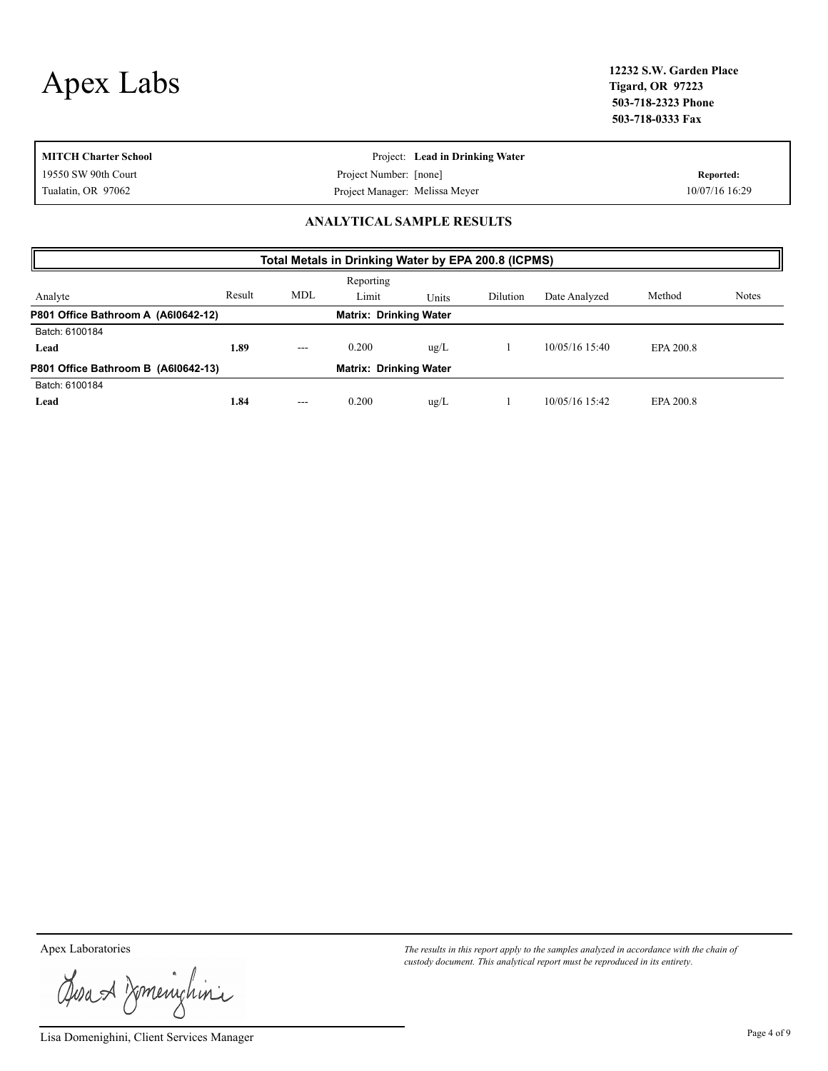# Apex Labs

**12232 S.W. Garden Place**
**Tigard, OR 97223**
**503-718-2323 Phone**
**503-718-0333 Fax**

| **MITCH Charter School** | Project: **Lead in Drinking Water** | |
|---|---|---|
| 19550 SW 90th Court | Project Number: [none] | **Reported:** |
| Tualatin, OR 97062 | Project Manager: Melissa Meyer | 10/07/16 16:29 |

## ANALYTICAL SAMPLE RESULTS

**Total Metals in Drinking Water by EPA 200.8 (ICPMS)**

| Analyte | Result | MDL | Reporting Limit | Units | Dilution | Date Analyzed | Method | Notes |
|---|---|---|---|---|---|---|---|---|
| **P801 Office Bathroom A (A6I0642-12)** | | | **Matrix: Drinking Water** | | | | | |
| Batch: 6100184 | | | | | | | | |
| **Lead** | **1.89** | --- | 0.200 | ug/L | 1 | 10/05/16 15:40 | EPA 200.8 | |
| **P801 Office Bathroom B (A6I0642-13)** | | | **Matrix: Drinking Water** | | | | | |
| Batch: 6100184 | | | | | | | | |
| **Lead** | **1.84** | --- | 0.200 | ug/L | 1 | 10/05/16 15:42 | EPA 200.8 | |

Apex Laboratories

Lisa Domenighini, Client Services Manager

*The results in this report apply to the samples analyzed in accordance with the chain of custody document. This analytical report must be reproduced in its entirety.*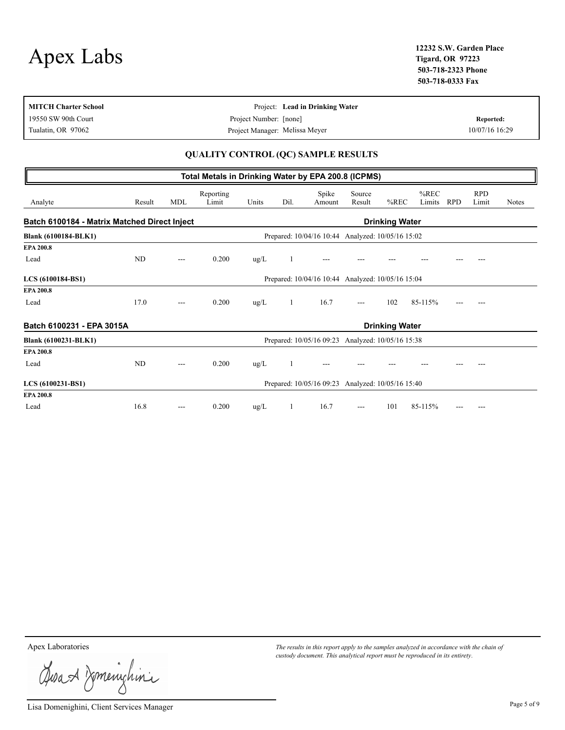# Apex Labs

**12232 S.W. Garden Place**
**Tigard, OR 97223**
**503-718-2323 Phone**
**503-718-0333 Fax**

| | | |
|---|---|---|
| **MITCH Charter School** | Project: **Lead in Drinking Water** | |
| 19550 SW 90th Court | Project Number: [none] | **Reported:** |
| Tualatin, OR 97062 | Project Manager: Melissa Meyer | 10/07/16 16:29 |

## QUALITY CONTROL (QC) SAMPLE RESULTS

### Total Metals in Drinking Water by EPA 200.8 (ICPMS)

| Analyte | Result | MDL | Reporting Limit | Units | Dil. | Spike Amount | Source Result | %REC | %REC Limits | RPD | RPD Limit | Notes |
|---|---|---|---|---|---|---|---|---|---|---|---|---|
| **Batch 6100184 - Matrix Matched Direct Inject** | | | | | | | | **Drinking Water** | | | | |
| **Blank (6100184-BLK1)** | | | | | Prepared: 10/04/16 10:44 | | Analyzed: 10/05/16 15:02 | | | | | |
| **EPA 200.8** | | | | | | | | | | | | |
| Lead | ND | --- | 0.200 | ug/L | 1 | --- | --- | --- | --- | --- | --- | |
| **LCS (6100184-BS1)** | | | | | Prepared: 10/04/16 10:44 | | Analyzed: 10/05/16 15:04 | | | | | |
| **EPA 200.8** | | | | | | | | | | | | |
| Lead | 17.0 | --- | 0.200 | ug/L | 1 | 16.7 | --- | 102 | 85-115% | --- | --- | |
| **Batch 6100231 - EPA 3015A** | | | | | | | | **Drinking Water** | | | | |
| **Blank (6100231-BLK1)** | | | | | Prepared: 10/05/16 09:23 | | Analyzed: 10/05/16 15:38 | | | | | |
| **EPA 200.8** | | | | | | | | | | | | |
| Lead | ND | --- | 0.200 | ug/L | 1 | --- | --- | --- | --- | --- | --- | |
| **LCS (6100231-BS1)** | | | | | Prepared: 10/05/16 09:23 | | Analyzed: 10/05/16 15:40 | | | | | |
| **EPA 200.8** | | | | | | | | | | | | |
| Lead | 16.8 | --- | 0.200 | ug/L | 1 | 16.7 | --- | 101 | 85-115% | --- | --- | |

Apex Laboratories

Lisa Domenighini, Client Services Manager

*The results in this report apply to the samples analyzed in accordance with the chain of custody document. This analytical report must be reproduced in its entirety.*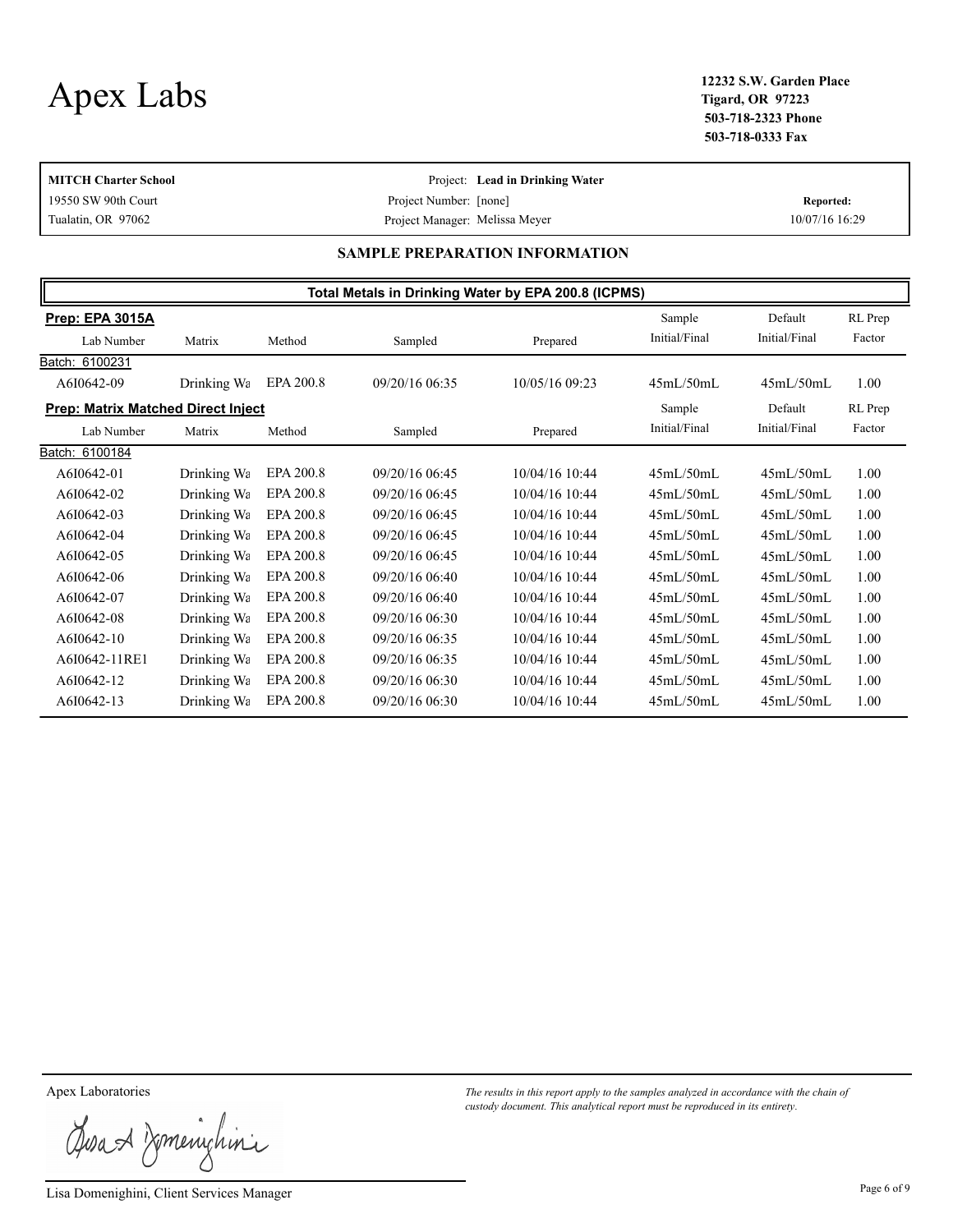# Apex Labs

**12232 S.W. Garden Place**
**Tigard, OR 97223**
**503-718-2323 Phone**
**503-718-0333 Fax**

**MITCH Charter School**
19550 SW 90th Court
Tualatin, OR 97062

Project: **Lead in Drinking Water**
Project Number: [none]
Project Manager: Melissa Meyer

**Reported:**
10/07/16 16:29

## SAMPLE PREPARATION INFORMATION

### Total Metals in Drinking Water by EPA 200.8 (ICPMS)

**Prep: EPA 3015A**

| Lab Number | Matrix | Method | Sampled | Prepared | Sample Initial/Final | Default Initial/Final | RL Prep Factor |
|---|---|---|---|---|---|---|---|
| Batch: 6100231 | | | | | | | |
| A6I0642-09 | Drinking Wa | EPA 200.8 | 09/20/16 06:35 | 10/05/16 09:23 | 45mL/50mL | 45mL/50mL | 1.00 |

**Prep: Matrix Matched Direct Inject**

| Lab Number | Matrix | Method | Sampled | Prepared | Sample Initial/Final | Default Initial/Final | RL Prep Factor |
|---|---|---|---|---|---|---|---|
| Batch: 6100184 | | | | | | | |
| A6I0642-01 | Drinking Wa | EPA 200.8 | 09/20/16 06:45 | 10/04/16 10:44 | 45mL/50mL | 45mL/50mL | 1.00 |
| A6I0642-02 | Drinking Wa | EPA 200.8 | 09/20/16 06:45 | 10/04/16 10:44 | 45mL/50mL | 45mL/50mL | 1.00 |
| A6I0642-03 | Drinking Wa | EPA 200.8 | 09/20/16 06:45 | 10/04/16 10:44 | 45mL/50mL | 45mL/50mL | 1.00 |
| A6I0642-04 | Drinking Wa | EPA 200.8 | 09/20/16 06:45 | 10/04/16 10:44 | 45mL/50mL | 45mL/50mL | 1.00 |
| A6I0642-05 | Drinking Wa | EPA 200.8 | 09/20/16 06:45 | 10/04/16 10:44 | 45mL/50mL | 45mL/50mL | 1.00 |
| A6I0642-06 | Drinking Wa | EPA 200.8 | 09/20/16 06:40 | 10/04/16 10:44 | 45mL/50mL | 45mL/50mL | 1.00 |
| A6I0642-07 | Drinking Wa | EPA 200.8 | 09/20/16 06:40 | 10/04/16 10:44 | 45mL/50mL | 45mL/50mL | 1.00 |
| A6I0642-08 | Drinking Wa | EPA 200.8 | 09/20/16 06:30 | 10/04/16 10:44 | 45mL/50mL | 45mL/50mL | 1.00 |
| A6I0642-10 | Drinking Wa | EPA 200.8 | 09/20/16 06:35 | 10/04/16 10:44 | 45mL/50mL | 45mL/50mL | 1.00 |
| A6I0642-11RE1 | Drinking Wa | EPA 200.8 | 09/20/16 06:35 | 10/04/16 10:44 | 45mL/50mL | 45mL/50mL | 1.00 |
| A6I0642-12 | Drinking Wa | EPA 200.8 | 09/20/16 06:30 | 10/04/16 10:44 | 45mL/50mL | 45mL/50mL | 1.00 |
| A6I0642-13 | Drinking Wa | EPA 200.8 | 09/20/16 06:30 | 10/04/16 10:44 | 45mL/50mL | 45mL/50mL | 1.00 |

Apex Laboratories

Lisa Domenighini, Client Services Manager

*The results in this report apply to the samples analyzed in accordance with the chain of custody document. This analytical report must be reproduced in its entirety.*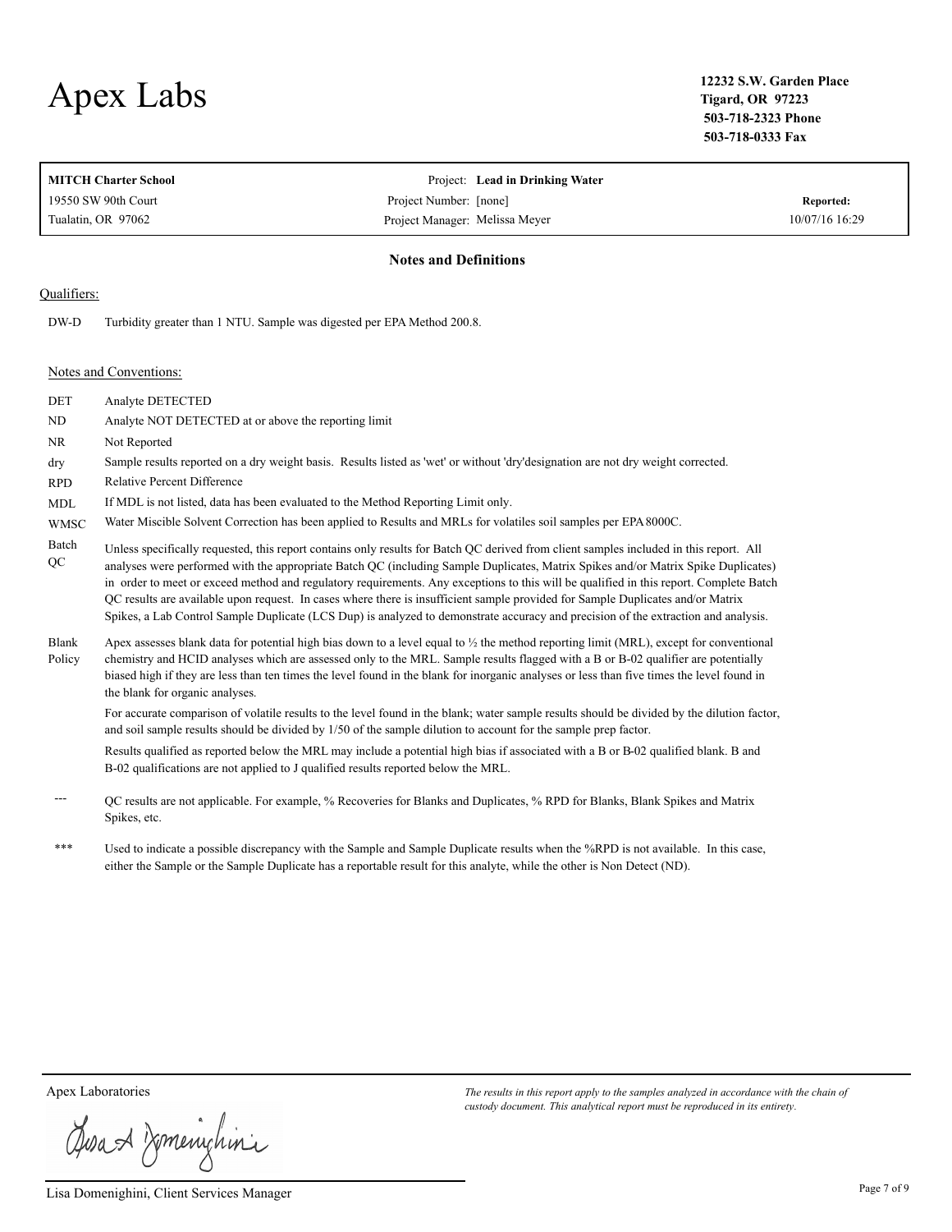# Apex Labs

**12232 S.W. Garden Place**
**Tigard, OR 97223**
**503-718-2323 Phone**
**503-718-0333 Fax**

| | | |
|---|---|---|
| **MITCH Charter School** | Project: **Lead in Drinking Water** | |
| 19550 SW 90th Court | Project Number: [none] | **Reported:** |
| Tualatin, OR 97062 | Project Manager: Melissa Meyer | 10/07/16 16:29 |

## Notes and Definitions

Qualifiers:

DW-D Turbidity greater than 1 NTU. Sample was digested per EPA Method 200.8.

Notes and Conventions:

| | |
|---|---|
| DET | Analyte DETECTED |
| ND | Analyte NOT DETECTED at or above the reporting limit |
| NR | Not Reported |
| dry | Sample results reported on a dry weight basis. Results listed as 'wet' or without 'dry'designation are not dry weight corrected. |
| RPD | Relative Percent Difference |
| MDL | If MDL is not listed, data has been evaluated to the Method Reporting Limit only. |
| WMSC | Water Miscible Solvent Correction has been applied to Results and MRLs for volatiles soil samples per EPA 8000C. |
| Batch QC | Unless specifically requested, this report contains only results for Batch QC derived from client samples included in this report. All analyses were performed with the appropriate Batch QC (including Sample Duplicates, Matrix Spikes and/or Matrix Spike Duplicates) in order to meet or exceed method and regulatory requirements. Any exceptions to this will be qualified in this report. Complete Batch QC results are available upon request. In cases where there is insufficient sample provided for Sample Duplicates and/or Matrix Spikes, a Lab Control Sample Duplicate (LCS Dup) is analyzed to demonstrate accuracy and precision of the extraction and analysis. |
| Blank Policy | Apex assesses blank data for potential high bias down to a level equal to ½ the method reporting limit (MRL), except for conventional chemistry and HCID analyses which are assessed only to the MRL. Sample results flagged with a B or B-02 qualifier are potentially biased high if they are less than ten times the level found in the blank for inorganic analyses or less than five times the level found in the blank for organic analyses.<br><br>For accurate comparison of volatile results to the level found in the blank; water sample results should be divided by the dilution factor, and soil sample results should be divided by 1/50 of the sample dilution to account for the sample prep factor.<br><br>Results qualified as reported below the MRL may include a potential high bias if associated with a B or B-02 qualified blank. B and B-02 qualifications are not applied to J qualified results reported below the MRL. |
| --- | QC results are not applicable. For example, % Recoveries for Blanks and Duplicates, % RPD for Blanks, Blank Spikes and Matrix Spikes, etc. |
| *** | Used to indicate a possible discrepancy with the Sample and Sample Duplicate results when the %RPD is not available. In this case, either the Sample or the Sample Duplicate has a reportable result for this analyte, while the other is Non Detect (ND). |

Apex Laboratories

Lisa Domenighini, Client Services Manager

*The results in this report apply to the samples analyzed in accordance with the chain of custody document. This analytical report must be reproduced in its entirety.*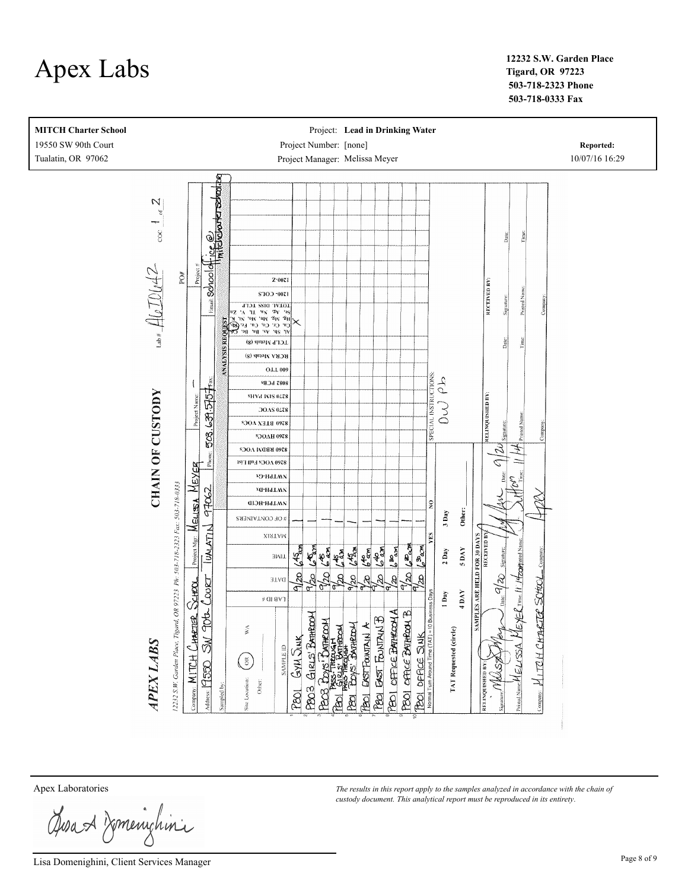# Apex Labs

**12232 S.W. Garden Place**
**Tigard, OR 97223**
**503-718-2323 Phone**
**503-718-0333 Fax**

| | | |
|---|---|---|
| **MITCH Charter School** | Project: **Lead in Drinking Water** | |
| 19550 SW 90th Court | Project Number: [none] | **Reported:** |
| Tualatin, OR 97062 | Project Manager: Melissa Meyer | 10/07/16 16:29 |

## CHAIN OF CUSTODY

**APEX LABS**

12232 S.W. Garden Place, Tigard, OR 97223 Ph: 503-718-2323 Fax: 503-718-0333

Lab # A6I0442 COC 1 of 2

Company: MITCH CHARTER SCHOOL | Project Mgr: MELISSA MEYER | Project Name: | Project #: | PO#

Address: 19550 SW 90th COURT TUALATIN 97062 | Phone: 503.639.5757 | Fax: | Email: schooloffice@mitchcharterschool.org

Sampled by:

Site Location: OR / WA / Other:

ANALYSIS REQUEST: Al, Sb, As, Ba, Be, Cd, Ca, Cr, Co, Cu, Fe, (Pb), Hg, Mg, Mn, Mo, Ni, K, Se, Ag, Na, Tl, V, Zn — X

| # | SAMPLE ID | LAB ID # | DATE | TIME | MATRIX | # OF CONTAINERS |
|---|---|---|---|---|---|---|
| 1 | PB01 GYM SINK | | 9/20 | 6:45 am | | 1 |
| 2 | PB03 GIRLS' BATHROOM | | 9/20 | 6:45 am | | 1 |
| 3 | PB03 BOYS' BATHROOM | | 9/20 | 6:45 am | | 1 |
| 4 | PB01 PASS-THROUGH GIRLS' BATHROOM | | 9/20 | 6:45 am | | 1 |
| 5 | PB01 PASS-THROUGH BOYS' BATHROOM | | 9/20 | 6:45 am | | 1 |
| 6 | PB01 EAST FOUNTAIN A | | 9/20 | 6:40 am | | 1 |
| 7 | PB01 EAST FOUNTAIN B | | 9/20 | 6:40 am | | 1 |
| 8 | PB01 OFFICE BATHROOM A | | 9/20 | 6:30 am | | 1 |
| 9 | PB01 OFFICE BATHROOM B | | 9/20 | 6:30 am | | 1 |
| 10 | PB01 OFFICE SINK | | 9/20 | 6:30 am | | 1 |

Normal Turn Around Time (TAT) = 10 Business Days

TAT Requested (circle): 1 Day / 2 Day / 3 Day / 4 DAY / 5 DAY / Other:

SAMPLES ARE HELD FOR 30 DAYS — YES / NO

SPECIAL INSTRUCTIONS: DW Pb

| RELINQUISHED BY: | RECEIVED BY: | RELINQUISHED BY: | RECEIVED BY: |
|---|---|---|---|
| Signature: [signed] Date: 9/20 | Signature: [signed] Date: 9/20 | Signature: Date: | Signature: Date: |
| Printed Name: MELISSA MEYER Time: 11:14 | Printed Name: [illegible] Time: 11:14 | Printed Name: Time: | Printed Name: Time: |
| Company: MITCH CHARTER SCHOOL | Company: Apex | Company: | Company: |

Apex Laboratories

Lisa Domenighini, Client Services Manager

*The results in this report apply to the samples analyzed in accordance with the chain of custody document. This analytical report must be reproduced in its entirety.*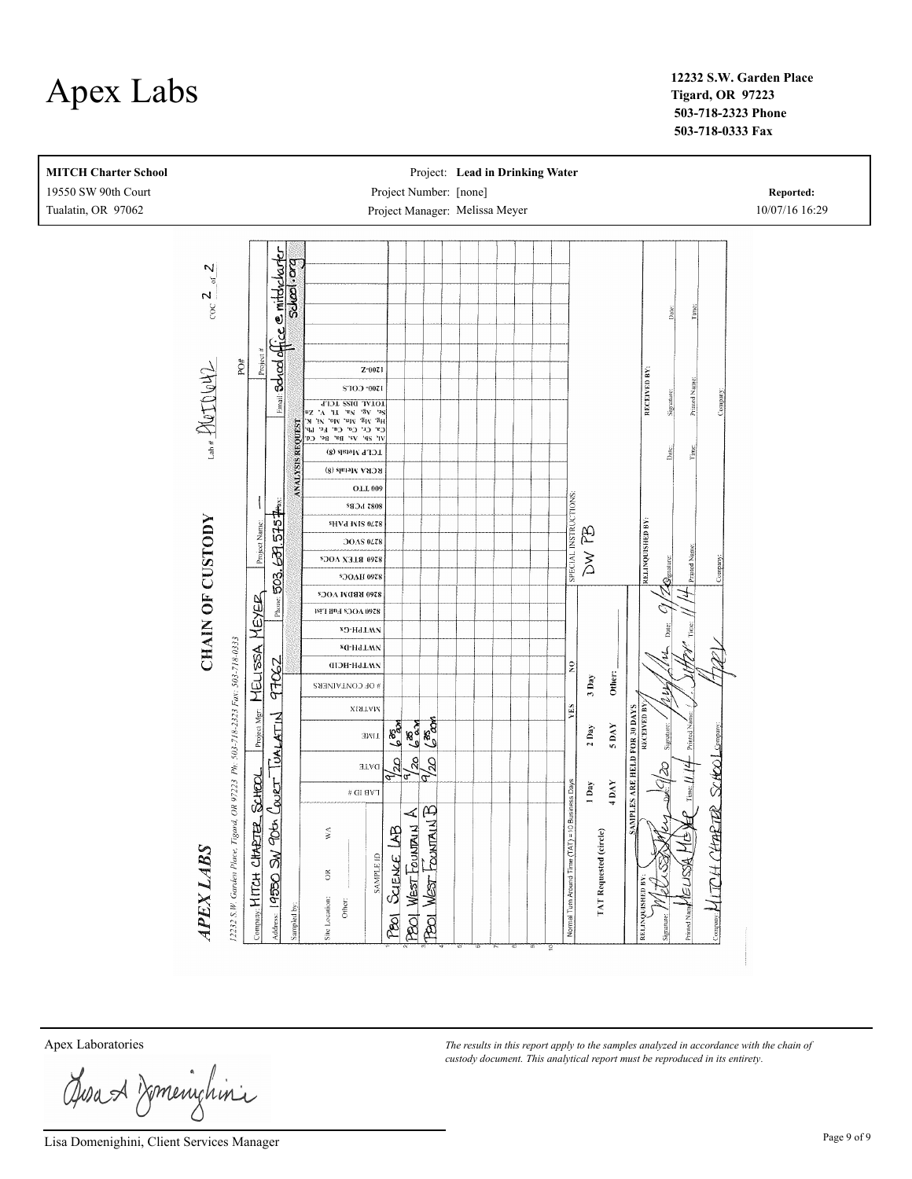# Apex Labs

**12232 S.W. Garden Place**
**Tigard, OR 97223**
**503-718-2323 Phone**
**503-718-0333 Fax**

| | | |
|---|---|---|
| **MITCH Charter School** | Project: **Lead in Drinking Water** | |
| 19550 SW 90th Court | Project Number: [none] | **Reported:** |
| Tualatin, OR 97062 | Project Manager: Melissa Meyer | 10/07/16 16:29 |

## CHAIN OF CUSTODY

**APEX LABS**

12232 S.W. Garden Place, Tigard, OR 97223 Ph: 503-718-2323 Fax: 503-718-0333

Lab # A6I0442    COC 2 of 2

Company: MITCH CHARTER SCHOOL    Project Mgr: MELISSA MEYER    Project Name:    Project #    PO#

Address: 19550 SW 90th COURT TUALATIN 97062    Phone: 503.691.5757    Fax:    Email: schooloffice@mitchcharterschool.org

Sampled by:

Site Location: OR WA Other:

| | SAMPLE ID | LAB ID # | DATE | TIME | MATRIX | # OF CONTAINERS |
|---|---|---|---|---|---|---|
| 1 | PBO1 SCIENCE LAB | | 9/20 | 6:35 am | | |
| 2 | PBO1 WEST FOUNTAIN A | | 9/20 | 6:35 am | | |
| 3 | PBO1 WEST FOUNTAIN B | | 9/20 | 6:35 am | | |
| 4 | | | | | | |
| 5 | | | | | | |
| 6 | | | | | | |
| 7 | | | | | | |
| 8 | | | | | | |
| 9 | | | | | | |
| 10 | | | | | | |

ANALYSIS REQUEST: NWTPH-HCID, NWTPH-Dx, NWTPH-Gx, 8260 VOCs Full List, 8260 RBDM VOCs, 8260 HVOCs, 8260 BTEX VOCs, 8270 SVOC, 8270 SIM PAHs, 8082 PCBs, 8081 Pest, RCRA Metals (8), TCLP Metals (8), TOTAL DISS TCLP (Al, Sb, As, Ba, Be, Cd, Ca, Cr, Co, Cu, Fe, Pb, Hg, Mg, Mn, Ni, K, Se, Ag, Na, Tl, V, Zn), 1200- COLS, 1200-Z

Normal Turn Around Time (TAT) = 10 Business Days

TAT Requested (circle): 1 Day, 2 Day, 3 Day, 4 DAY, 5 DAY, Other:

SAMPLES ARE HELD FOR 30 DAYS

SPECIAL INSTRUCTIONS: DW PB

| RELINQUISHED BY: | RECEIVED BY: | RELINQUISHED BY: | RECEIVED BY: |
|---|---|---|---|
| Signature: Melissa Meyer Date: 9/20 | Signature: [signature] Date: 9/20 | Signature: Date: | Signature: Date: |
| Printed Name: MELISSA MEYER Time: 11:14 | Printed Name: J. Sitter Time: 11:14 | Printed Name: Time: | Printed Name: Time: |
| Company: MITCH CHARTER SCHOOL | Company: APEX | Company: | Company: |

Apex Laboratories

Lisa Domenighini, Client Services Manager

*The results in this report apply to the samples analyzed in accordance with the chain of custody document. This analytical report must be reproduced in its entirety.*